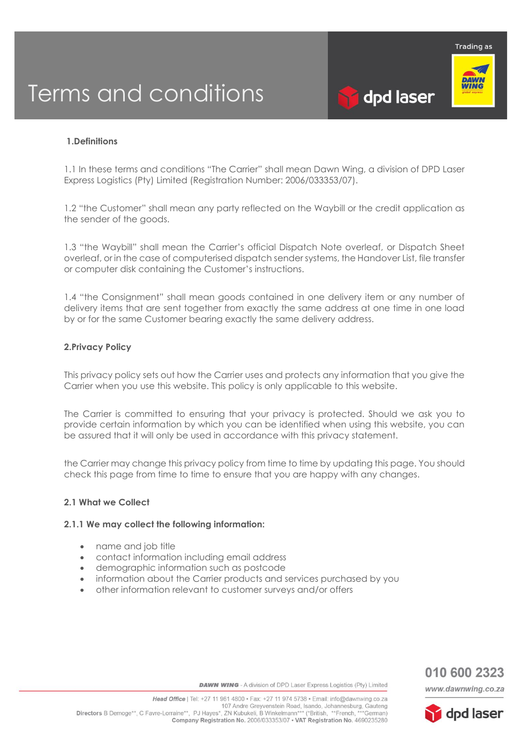# Terms and conditions

## 1.Definitions

1.1 In these terms and conditions "The Carrier" shall mean Dawn Wing, a division of DPD Laser Express Logistics (Pty) Limited (Registration Number: 2006/033353/07).

1.2 "the Customer" shall mean any party reflected on the Waybill or the credit application as the sender of the goods.

1.3 "the Waybill" shall mean the Carrier's official Dispatch Note overleaf, or Dispatch Sheet overleaf, or in the case of computerised dispatch sender systems, the Handover List, file transfer or computer disk containing the Customer's instructions.

1.4 "the Consignment" shall mean goods contained in one delivery item or any number of delivery items that are sent together from exactly the same address at one time in one load by or for the same Customer bearing exactly the same delivery address.

## 2.Privacy Policy

This privacy policy sets out how the Carrier uses and protects any information that you give the Carrier when you use this website. This policy is only applicable to this website.

The Carrier is committed to ensuring that your privacy is protected. Should we ask you to provide certain information by which you can be identified when using this website, you can be assured that it will only be used in accordance with this privacy statement.

the Carrier may change this privacy policy from time to time by updating this page. You should check this page from time to time to ensure that you are happy with any changes.

### 2.1 What we Collect

#### 2.1.1 We may collect the following information:

- name and job title
- contact information including email address
- demographic information such as postcode
- information about the Carrier products and services purchased by you
- other information relevant to customer surveys and/or offers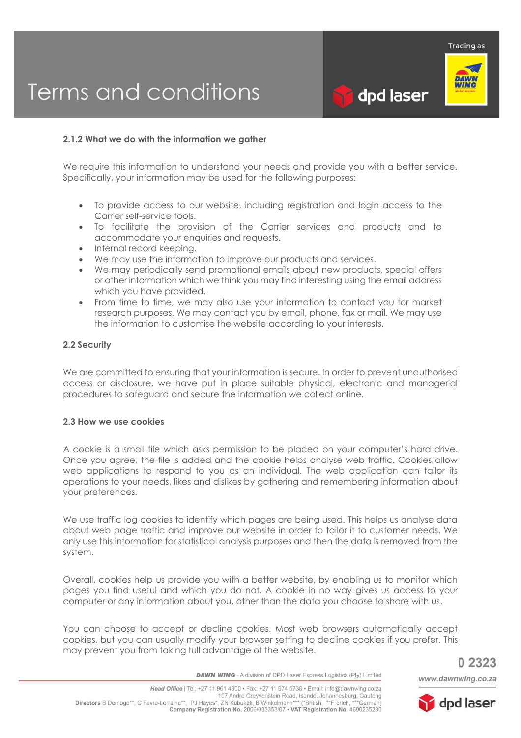#### 2.1.2 What we do with the information we gather

We require this information to understand your needs and provide you with a better service. Specifically, your information may be used for the following purposes:

- To provide access to our website, including registration and login access to the Carrier self-service tools.
- To facilitate the provision of the Carrier services and products and to accommodate your enquiries and requests.
- Internal record keeping.
- We may use the information to improve our products and services.
- We may periodically send promotional emails about new products, special offers or other information which we think you may find interesting using the email address which you have provided.
- From time to time, we may also use your information to contact you for market research purposes. We may contact you by email, phone, fax or mail. We may use the information to customise the website according to your interests.

### 2.2 Security

We are committed to ensuring that your information is secure. In order to prevent unauthorised access or disclosure, we have put in place suitable physical, electronic and managerial procedures to safeguard and secure the information we collect online.

### 2.3 How we use cookies

A cookie is a small file which asks permission to be placed on your computer's hard drive. Once you agree, the file is added and the cookie helps analyse web traffic. Cookies allow web applications to respond to you as an individual. The web application can tailor its operations to your needs, likes and dislikes by gathering and remembering information about your preferences.

We use traffic log cookies to identify which pages are being used. This helps us analyse data about web page traffic and improve our website in order to tailor it to customer needs. We only use this information for statistical analysis purposes and then the data is removed from the system.

Overall, cookies help us provide you with a better website, by enabling us to monitor which pages you find useful and which you do not. A cookie in no way gives us access to your computer or any information about you, other than the data you choose to share with us.

You can choose to accept or decline cookies. Most web browsers automatically accept cookies, but you can usually modify your browser setting to decline cookies if you prefer. This may prevent you from taking full advantage of the website.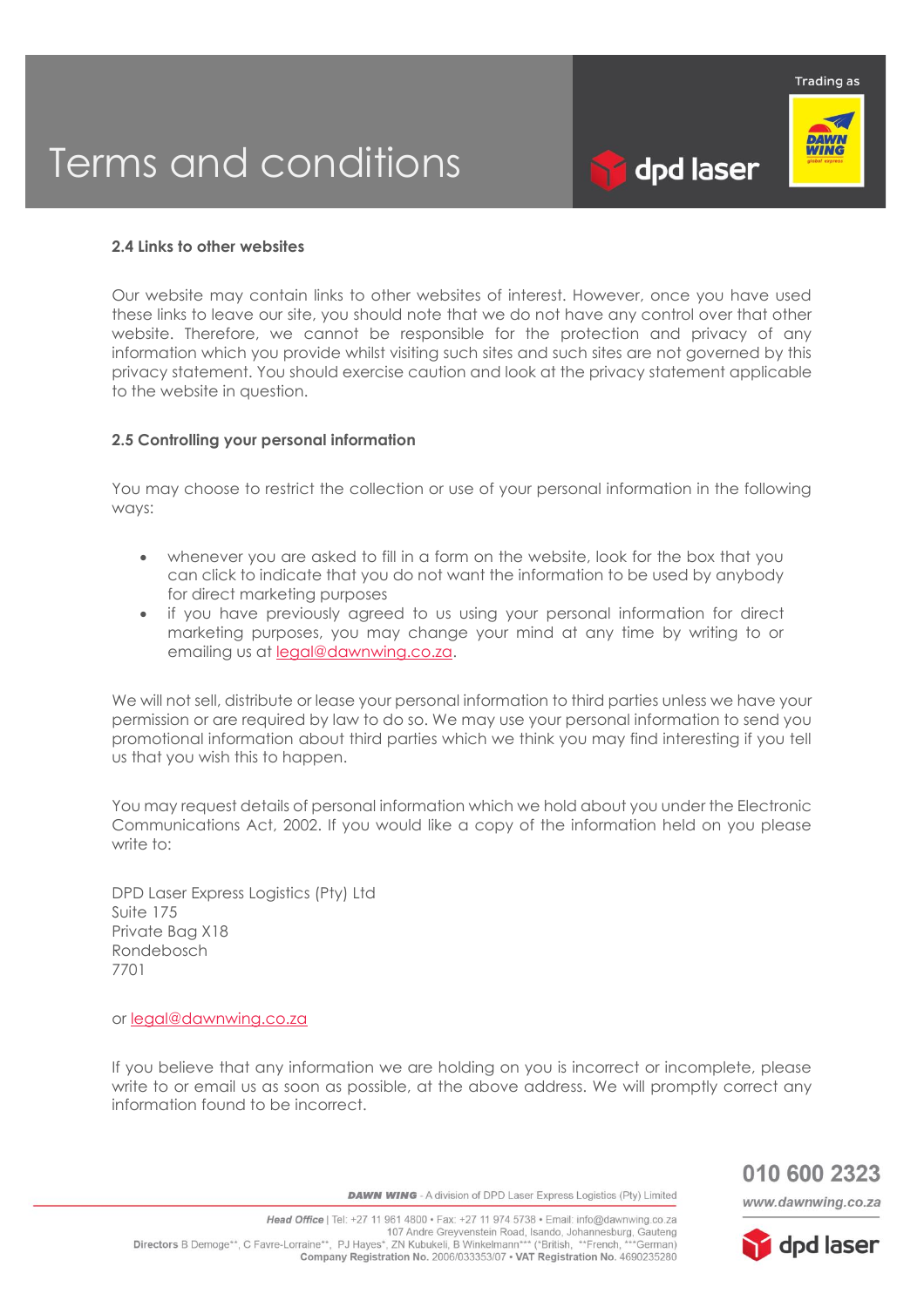#### 2.4 Links to other websites

Our website may contain links to other websites of interest. However, once you have used these links to leave our site, you should note that we do not have any control over that other website. Therefore, we cannot be responsible for the protection and privacy of any information which you provide whilst visiting such sites and such sites are not governed by this privacy statement. You should exercise caution and look at the privacy statement applicable to the website in question.

#### 2.5 Controlling your personal information

You may choose to restrict the collection or use of your personal information in the following ways:

- whenever you are asked to fill in a form on the website, look for the box that you can click to indicate that you do not want the information to be used by anybody for direct marketing purposes
- if you have previously agreed to us using your personal information for direct marketing purposes, you may change your mind at any time by writing to or emailing us at legal@dawnwing.co.za.

We will not sell, distribute or lease your personal information to third parties unless we have your permission or are required by law to do so. We may use your personal information to send you promotional information about third parties which we think you may find interesting if you tell us that you wish this to happen.

You may request details of personal information which we hold about you under the Electronic Communications Act, 2002. If you would like a copy of the information held on you please write to:

DPD Laser Express Logistics (Pty) Ltd
Suite 175
Private Bag X18
Rondebosch
7701

or legal@dawnwing.co.za

If you believe that any information we are holding on you is incorrect or incomplete, please write to or email us as soon as possible, at the above address. We will promptly correct any information found to be incorrect.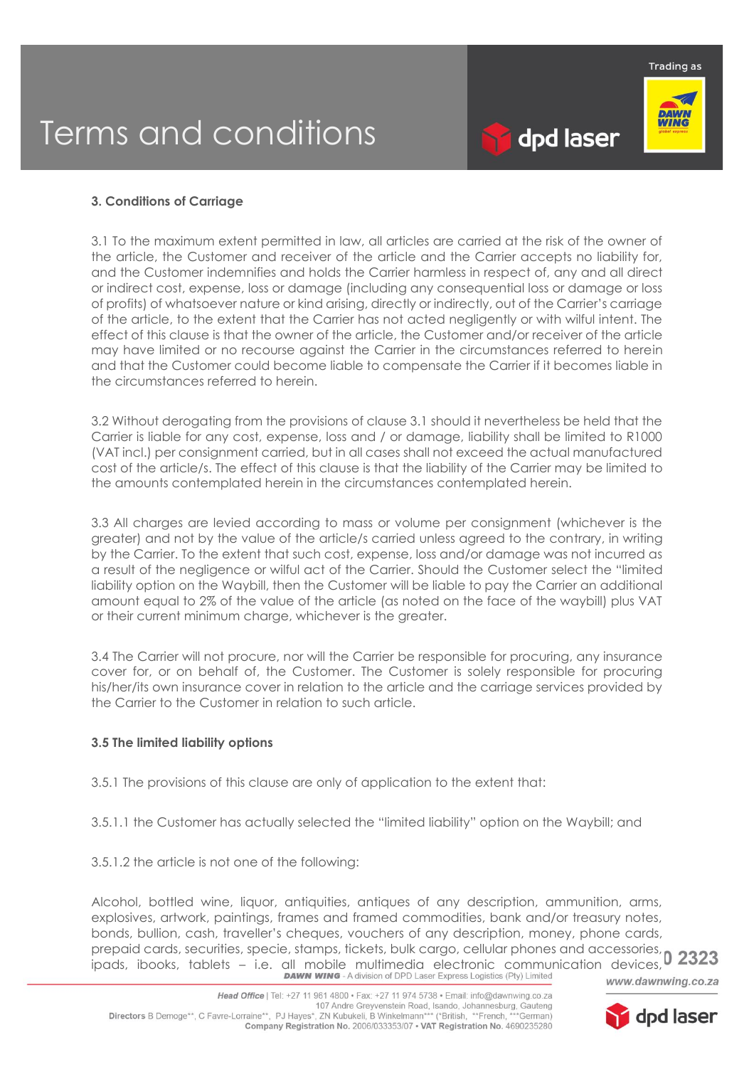## 3. Conditions of Carriage

3.1 To the maximum extent permitted in law, all articles are carried at the risk of the owner of the article, the Customer and receiver of the article and the Carrier accepts no liability for, and the Customer indemnifies and holds the Carrier harmless in respect of, any and all direct or indirect cost, expense, loss or damage (including any consequential loss or damage or loss of profits) of whatsoever nature or kind arising, directly or indirectly, out of the Carrier's carriage of the article, to the extent that the Carrier has not acted negligently or with wilful intent. The effect of this clause is that the owner of the article, the Customer and/or receiver of the article may have limited or no recourse against the Carrier in the circumstances referred to herein and that the Customer could become liable to compensate the Carrier if it becomes liable in the circumstances referred to herein.

3.2 Without derogating from the provisions of clause 3.1 should it nevertheless be held that the Carrier is liable for any cost, expense, loss and / or damage, liability shall be limited to R1000 (VAT incl.) per consignment carried, but in all cases shall not exceed the actual manufactured cost of the article/s. The effect of this clause is that the liability of the Carrier may be limited to the amounts contemplated herein in the circumstances contemplated herein.

3.3 All charges are levied according to mass or volume per consignment (whichever is the greater) and not by the value of the article/s carried unless agreed to the contrary, in writing by the Carrier. To the extent that such cost, expense, loss and/or damage was not incurred as a result of the negligence or wilful act of the Carrier. Should the Customer select the "limited liability option on the Waybill, then the Customer will be liable to pay the Carrier an additional amount equal to 2% of the value of the article (as noted on the face of the waybill) plus VAT or their current minimum charge, whichever is the greater.

3.4 The Carrier will not procure, nor will the Carrier be responsible for procuring, any insurance cover for, or on behalf of, the Customer. The Customer is solely responsible for procuring his/her/its own insurance cover in relation to the article and the carriage services provided by the Carrier to the Customer in relation to such article.

### 3.5 The limited liability options

3.5.1 The provisions of this clause are only of application to the extent that:

3.5.1.1 the Customer has actually selected the "limited liability" option on the Waybill; and

3.5.1.2 the article is not one of the following:

Alcohol, bottled wine, liquor, antiquities, antiques of any description, ammunition, arms, explosives, artwork, paintings, frames and framed commodities, bank and/or treasury notes, bonds, bullion, cash, traveller's cheques, vouchers of any description, money, phone cards, prepaid cards, securities, specie, stamps, tickets, bulk cargo, cellular phones and accessories, ipads, ibooks, tablets – i.e. all mobile multimedia electronic communication devices,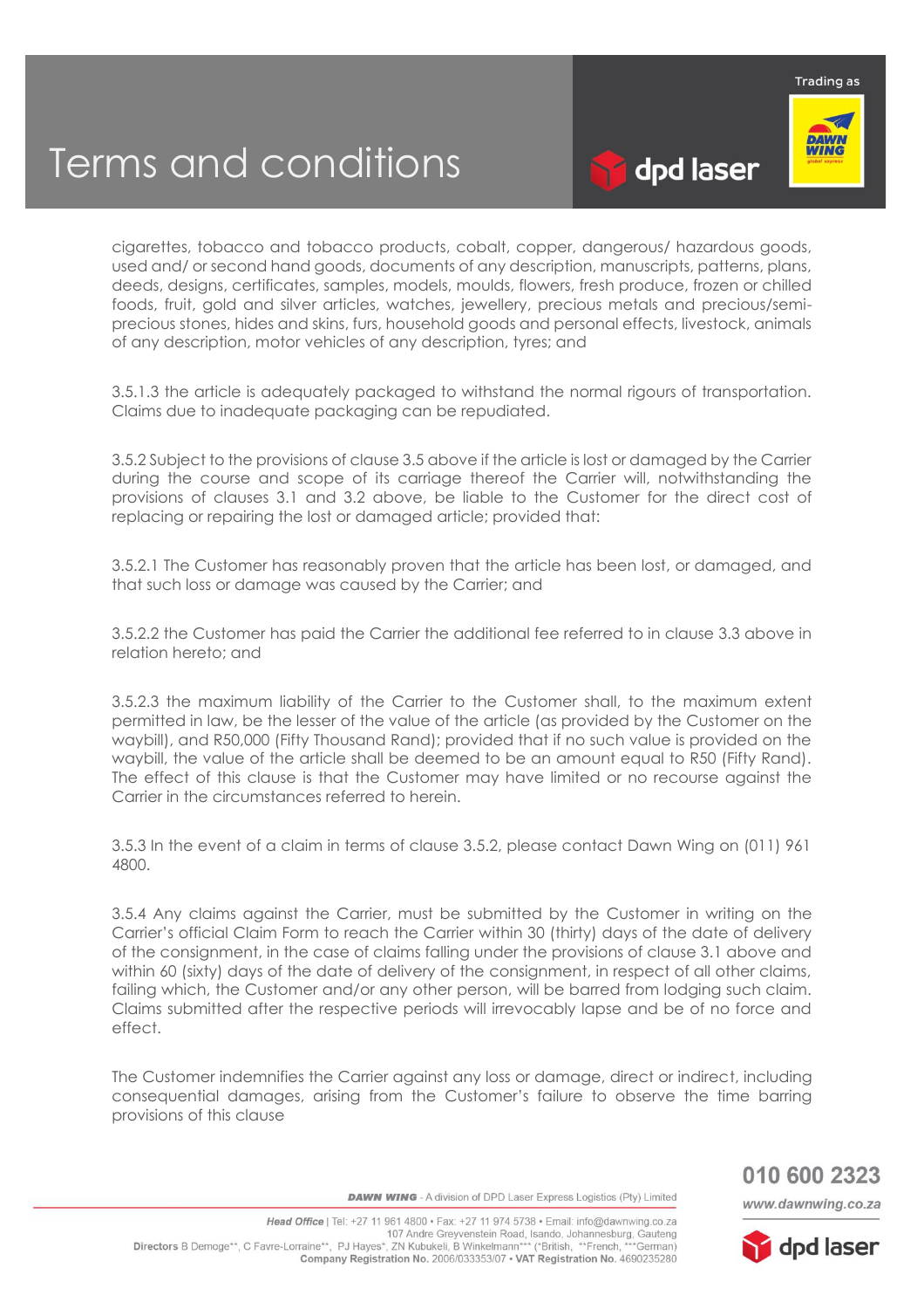cigarettes, tobacco and tobacco products, cobalt, copper, dangerous/ hazardous goods, used and/ or second hand goods, documents of any description, manuscripts, patterns, plans, deeds, designs, certificates, samples, models, moulds, flowers, fresh produce, frozen or chilled foods, fruit, gold and silver articles, watches, jewellery, precious metals and precious/semi-precious stones, hides and skins, furs, household goods and personal effects, livestock, animals of any description, motor vehicles of any description, tyres; and

3.5.1.3 the article is adequately packaged to withstand the normal rigours of transportation. Claims due to inadequate packaging can be repudiated.

3.5.2 Subject to the provisions of clause 3.5 above if the article is lost or damaged by the Carrier during the course and scope of its carriage thereof the Carrier will, notwithstanding the provisions of clauses 3.1 and 3.2 above, be liable to the Customer for the direct cost of replacing or repairing the lost or damaged article; provided that:

3.5.2.1 The Customer has reasonably proven that the article has been lost, or damaged, and that such loss or damage was caused by the Carrier; and

3.5.2.2 the Customer has paid the Carrier the additional fee referred to in clause 3.3 above in relation hereto; and

3.5.2.3 the maximum liability of the Carrier to the Customer shall, to the maximum extent permitted in law, be the lesser of the value of the article (as provided by the Customer on the waybill), and R50,000 (Fifty Thousand Rand); provided that if no such value is provided on the waybill, the value of the article shall be deemed to be an amount equal to R50 (Fifty Rand). The effect of this clause is that the Customer may have limited or no recourse against the Carrier in the circumstances referred to herein.

3.5.3 In the event of a claim in terms of clause 3.5.2, please contact Dawn Wing on (011) 961 4800.

3.5.4 Any claims against the Carrier, must be submitted by the Customer in writing on the Carrier's official Claim Form to reach the Carrier within 30 (thirty) days of the date of delivery of the consignment, in the case of claims falling under the provisions of clause 3.1 above and within 60 (sixty) days of the date of delivery of the consignment, in respect of all other claims, failing which, the Customer and/or any other person, will be barred from lodging such claim. Claims submitted after the respective periods will irrevocably lapse and be of no force and effect.

The Customer indemnifies the Carrier against any loss or damage, direct or indirect, including consequential damages, arising from the Customer's failure to observe the time barring provisions of this clause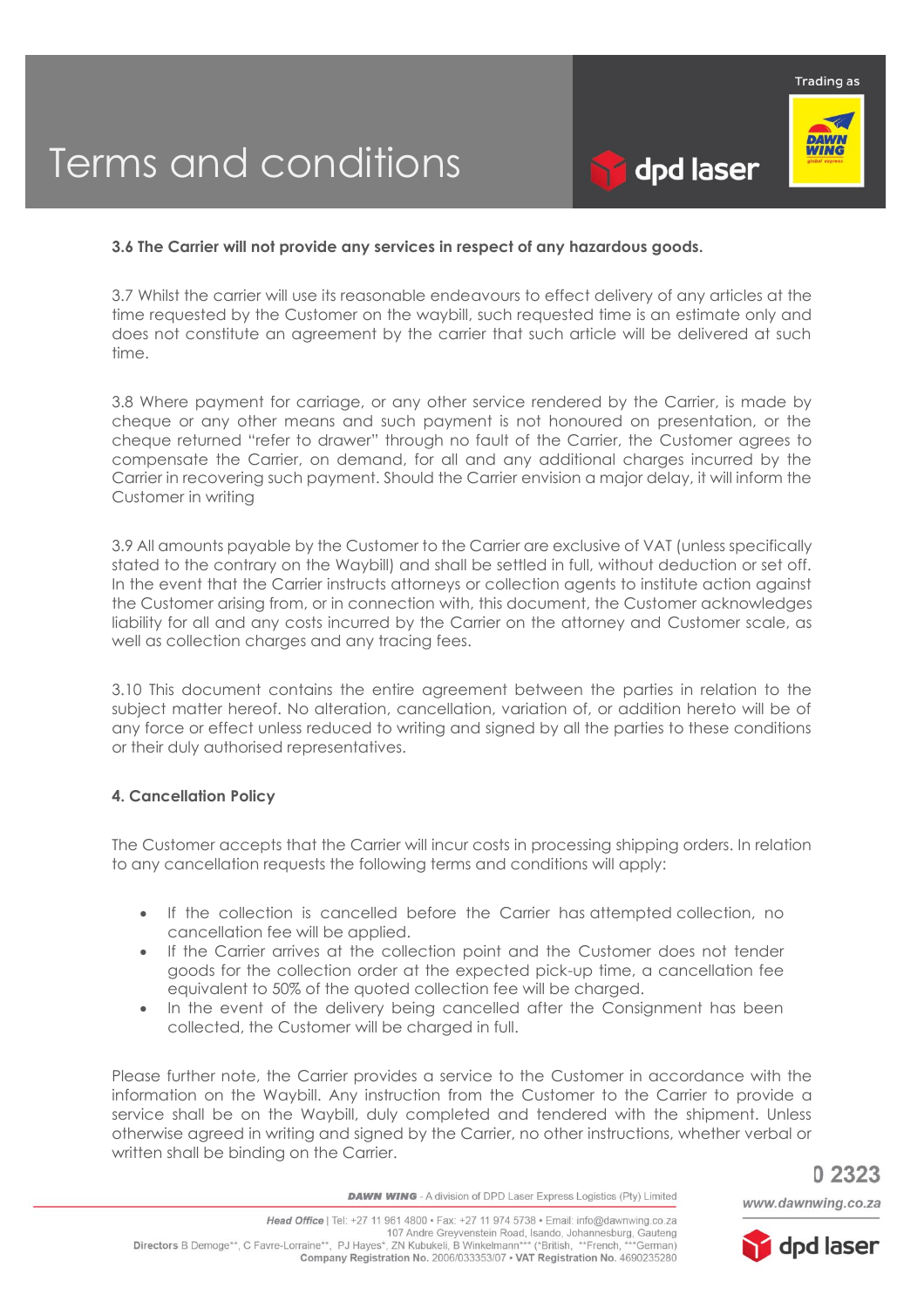**3.6 The Carrier will not provide any services in respect of any hazardous goods.**

3.7 Whilst the carrier will use its reasonable endeavours to effect delivery of any articles at the time requested by the Customer on the waybill, such requested time is an estimate only and does not constitute an agreement by the carrier that such article will be delivered at such time.

3.8 Where payment for carriage, or any other service rendered by the Carrier, is made by cheque or any other means and such payment is not honoured on presentation, or the cheque returned "refer to drawer" through no fault of the Carrier, the Customer agrees to compensate the Carrier, on demand, for all and any additional charges incurred by the Carrier in recovering such payment. Should the Carrier envision a major delay, it will inform the Customer in writing

3.9 All amounts payable by the Customer to the Carrier are exclusive of VAT (unless specifically stated to the contrary on the Waybill) and shall be settled in full, without deduction or set off. In the event that the Carrier instructs attorneys or collection agents to institute action against the Customer arising from, or in connection with, this document, the Customer acknowledges liability for all and any costs incurred by the Carrier on the attorney and Customer scale, as well as collection charges and any tracing fees.

3.10 This document contains the entire agreement between the parties in relation to the subject matter hereof. No alteration, cancellation, variation of, or addition hereto will be of any force or effect unless reduced to writing and signed by all the parties to these conditions or their duly authorised representatives.

**4. Cancellation Policy**

The Customer accepts that the Carrier will incur costs in processing shipping orders. In relation to any cancellation requests the following terms and conditions will apply:

- If the collection is cancelled before the Carrier has attempted collection, no cancellation fee will be applied.
- If the Carrier arrives at the collection point and the Customer does not tender goods for the collection order at the expected pick-up time, a cancellation fee equivalent to 50% of the quoted collection fee will be charged.
- In the event of the delivery being cancelled after the Consignment has been collected, the Customer will be charged in full.

Please further note, the Carrier provides a service to the Customer in accordance with the information on the Waybill. Any instruction from the Customer to the Carrier to provide a service shall be on the Waybill, duly completed and tendered with the shipment. Unless otherwise agreed in writing and signed by the Carrier, no other instructions, whether verbal or written shall be binding on the Carrier.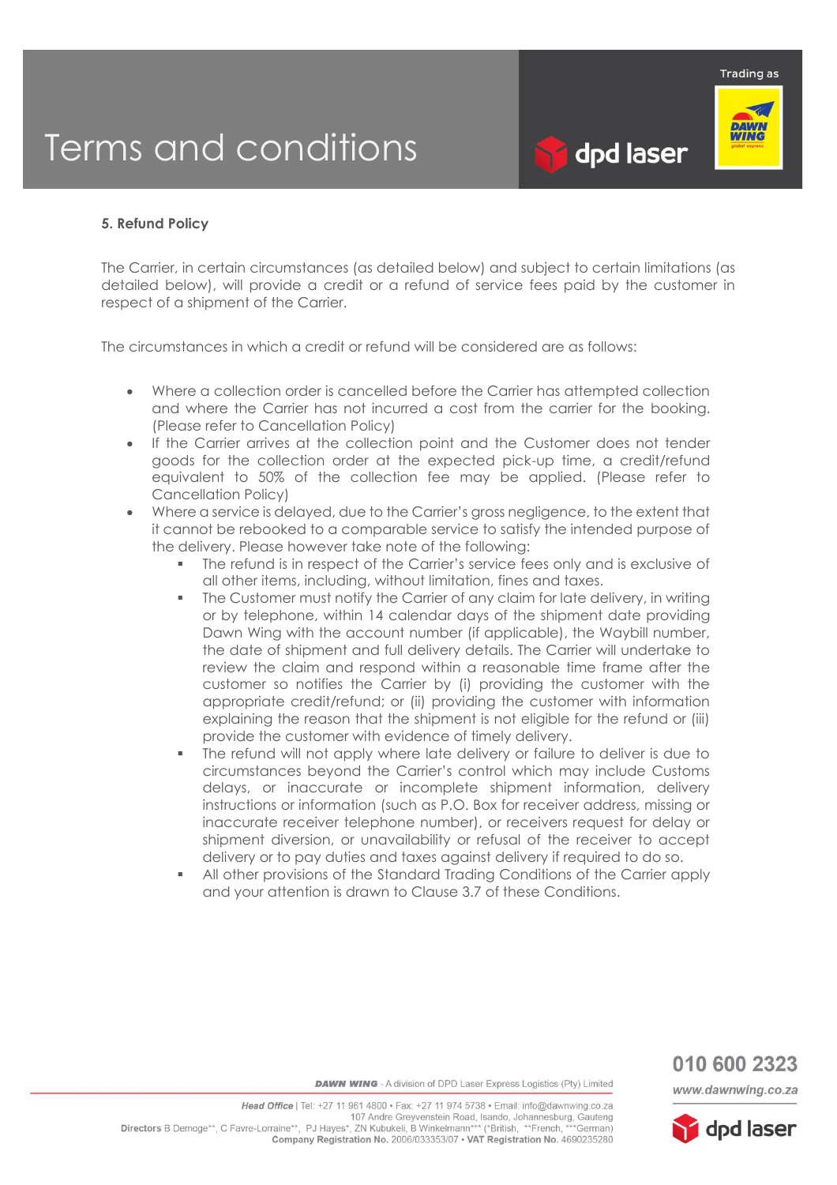### 5. Refund Policy

The Carrier, in certain circumstances (as detailed below) and subject to certain limitations (as detailed below), will provide a credit or a refund of service fees paid by the customer in respect of a shipment of the Carrier.

The circumstances in which a credit or refund will be considered are as follows:

- Where a collection order is cancelled before the Carrier has attempted collection and where the Carrier has not incurred a cost from the carrier for the booking. (Please refer to Cancellation Policy)
- If the Carrier arrives at the collection point and the Customer does not tender goods for the collection order at the expected pick-up time, a credit/refund equivalent to 50% of the collection fee may be applied. (Please refer to Cancellation Policy)
- Where a service is delayed, due to the Carrier's gross negligence, to the extent that it cannot be rebooked to a comparable service to satisfy the intended purpose of the delivery. Please however take note of the following:
  - The refund is in respect of the Carrier's service fees only and is exclusive of all other items, including, without limitation, fines and taxes.
  - The Customer must notify the Carrier of any claim for late delivery, in writing or by telephone, within 14 calendar days of the shipment date providing Dawn Wing with the account number (if applicable), the Waybill number, the date of shipment and full delivery details. The Carrier will undertake to review the claim and respond within a reasonable time frame after the customer so notifies the Carrier by (i) providing the customer with the appropriate credit/refund; or (ii) providing the customer with information explaining the reason that the shipment is not eligible for the refund or (iii) provide the customer with evidence of timely delivery.
  - The refund will not apply where late delivery or failure to deliver is due to circumstances beyond the Carrier's control which may include Customs delays, or inaccurate or incomplete shipment information, delivery instructions or information (such as P.O. Box for receiver address, missing or inaccurate receiver telephone number), or receivers request for delay or shipment diversion, or unavailability or refusal of the receiver to accept delivery or to pay duties and taxes against delivery if required to do so.
  - All other provisions of the Standard Trading Conditions of the Carrier apply and your attention is drawn to Clause 3.7 of these Conditions.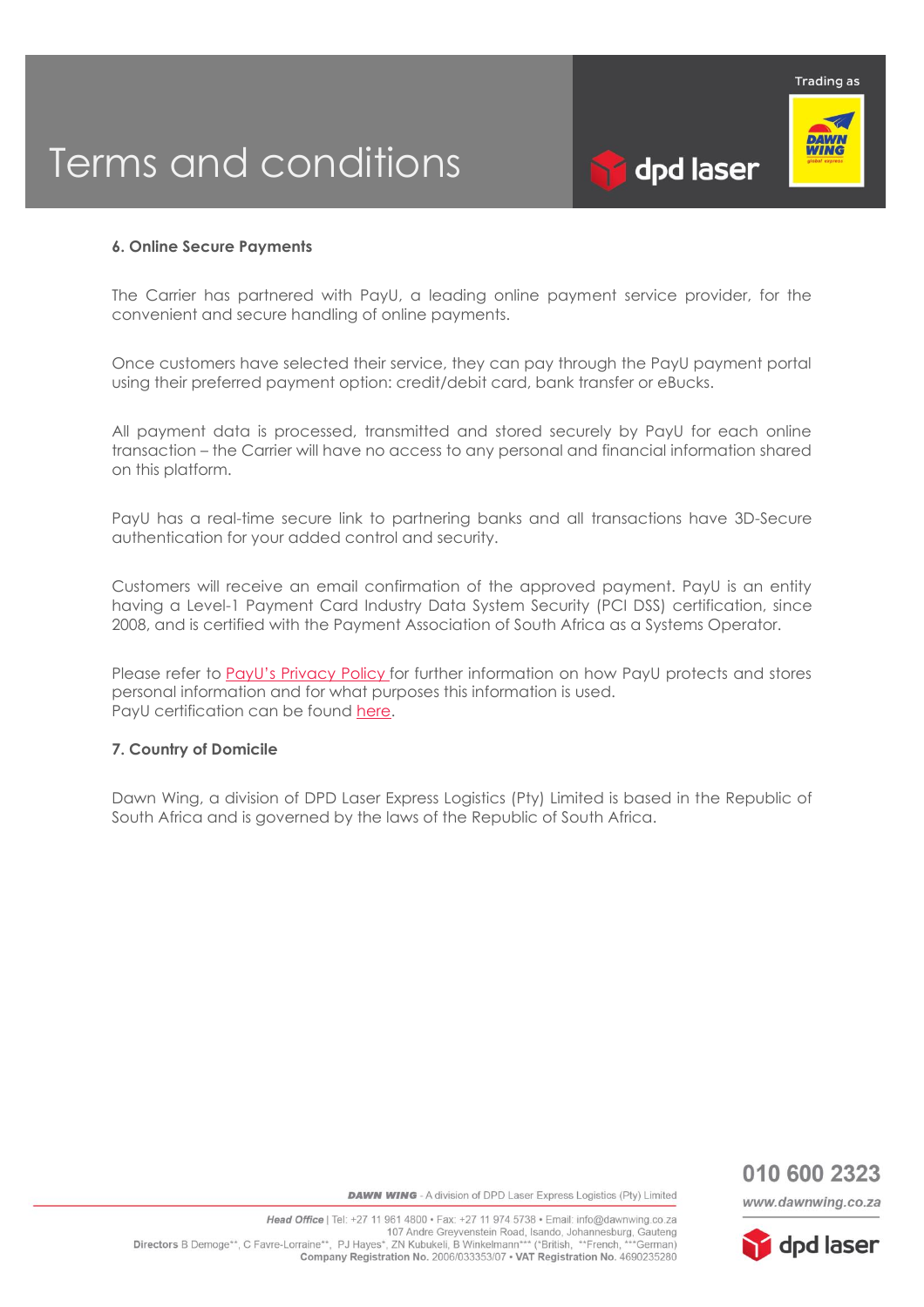#### 6. Online Secure Payments

The Carrier has partnered with PayU, a leading online payment service provider, for the convenient and secure handling of online payments.

Once customers have selected their service, they can pay through the PayU payment portal using their preferred payment option: credit/debit card, bank transfer or eBucks.

All payment data is processed, transmitted and stored securely by PayU for each online transaction – the Carrier will have no access to any personal and financial information shared on this platform.

PayU has a real-time secure link to partnering banks and all transactions have 3D-Secure authentication for your added control and security.

Customers will receive an email confirmation of the approved payment. PayU is an entity having a Level-1 Payment Card Industry Data System Security (PCI DSS) certification, since 2008, and is certified with the Payment Association of South Africa as a Systems Operator.

Please refer to PayU's Privacy Policy for further information on how PayU protects and stores personal information and for what purposes this information is used.
PayU certification can be found here.

#### 7. Country of Domicile

Dawn Wing, a division of DPD Laser Express Logistics (Pty) Limited is based in the Republic of South Africa and is governed by the laws of the Republic of South Africa.